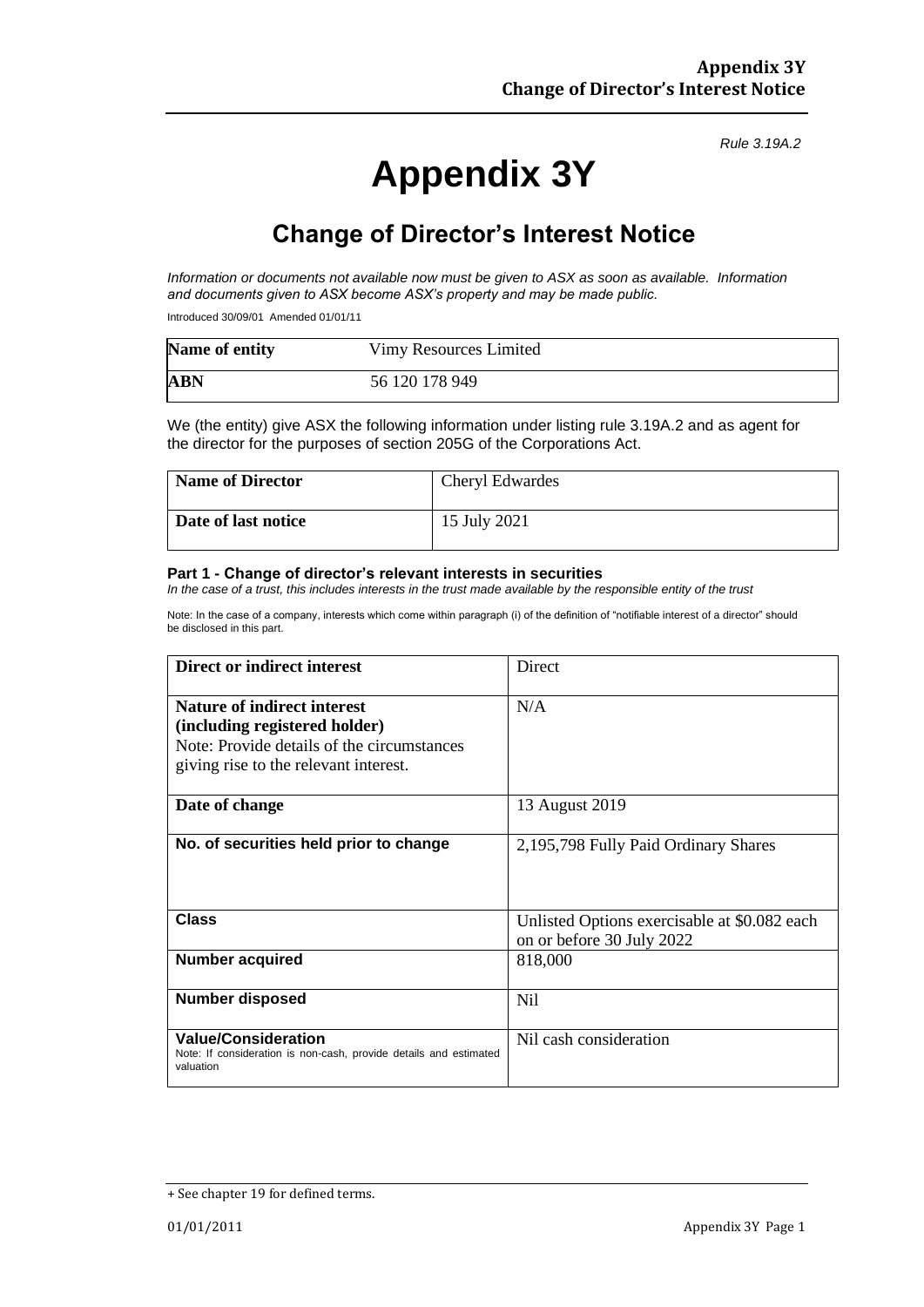*Rule 3.19A.2*

# Appendix 3Y

## Change of Director's Interest Notice

*Information or documents not available now must be given to ASX as soon as available. Information and documents given to ASX become ASX's property and may be made public.*

Introduced 30/09/01 Amended 01/01/11

| Name of entity | Vimy Resources Limited |
|---|---|
| **ABN** | 56 120 178 949 |

We (the entity) give ASX the following information under listing rule 3.19A.2 and as agent for the director for the purposes of section 205G of the Corporations Act.

| Name of Director | Cheryl Edwardes |
|---|---|
| **Date of last notice** | 15 July 2021 |

### Part 1 - Change of director's relevant interests in securities

*In the case of a trust, this includes interests in the trust made available by the responsible entity of the trust*

Note: In the case of a company, interests which come within paragraph (i) of the definition of "notifiable interest of a director" should be disclosed in this part.

| Direct or indirect interest | Direct |
|---|---|
| **Nature of indirect interest (including registered holder)**<br>Note: Provide details of the circumstances giving rise to the relevant interest. | N/A |
| **Date of change** | 13 August 2019 |
| **No. of securities held prior to change** | 2,195,798 Fully Paid Ordinary Shares |
| **Class** | Unlisted Options exercisable at $0.082 each on or before 30 July 2022 |
| **Number acquired** | 818,000 |
| **Number disposed** | Nil |
| **Value/Consideration**<br>Note: If consideration is non-cash, provide details and estimated valuation | Nil cash consideration |

+ See chapter 19 for defined terms.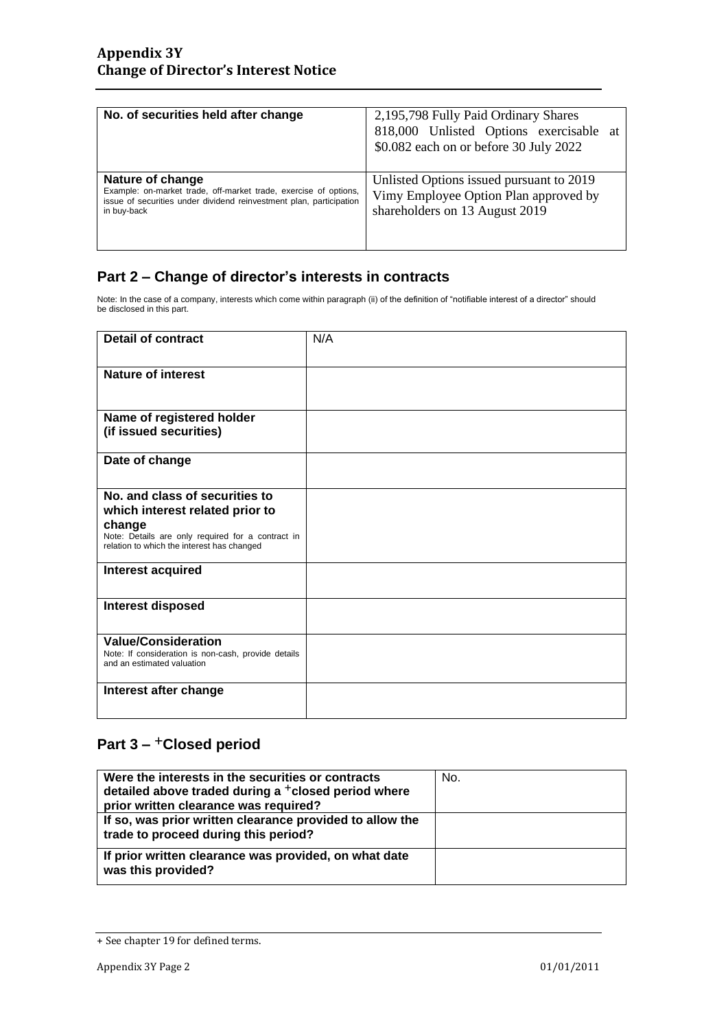| No. of securities held after change | 2,195,798 Fully Paid Ordinary Shares<br>818,000 Unlisted Options exercisable at $0.082 each on or before 30 July 2022 |
|---|---|
| **Nature of change**<br>Example: on-market trade, off-market trade, exercise of options, issue of securities under dividend reinvestment plan, participation in buy-back | Unlisted Options issued pursuant to 2019 Vimy Employee Option Plan approved by shareholders on 13 August 2019 |

## Part 2 – Change of director's interests in contracts

Note: In the case of a company, interests which come within paragraph (ii) of the definition of "notifiable interest of a director" should be disclosed in this part.

| Detail of contract | N/A |
|---|---|
| **Nature of interest** | |
| **Name of registered holder (if issued securities)** | |
| **Date of change** | |
| **No. and class of securities to which interest related prior to change**<br>Note: Details are only required for a contract in relation to which the interest has changed | |
| **Interest acquired** | |
| **Interest disposed** | |
| **Value/Consideration**<br>Note: If consideration is non-cash, provide details and an estimated valuation | |
| **Interest after change** | |

## Part 3 – +Closed period

| Were the interests in the securities or contracts detailed above traded during a +closed period where prior written clearance was required? | No. |
|---|---|
| **If so, was prior written clearance provided to allow the trade to proceed during this period?** | |
| **If prior written clearance was provided, on what date was this provided?** | |

+ See chapter 19 for defined terms.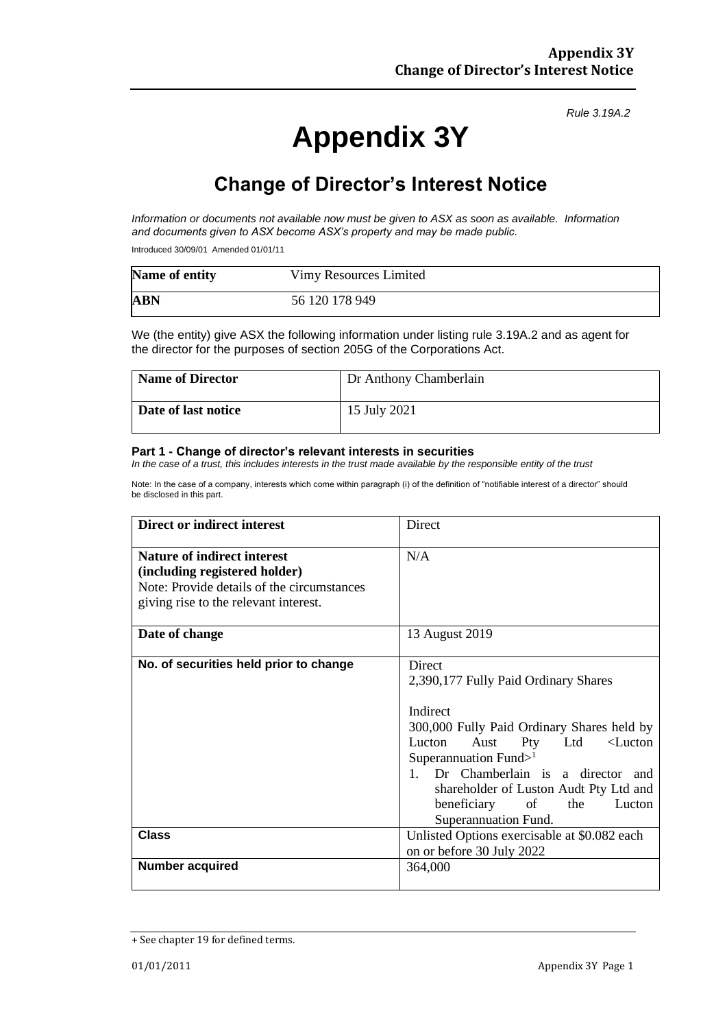*Rule 3.19A.2*

# Appendix 3Y

## Change of Director's Interest Notice

*Information or documents not available now must be given to ASX as soon as available. Information and documents given to ASX become ASX's property and may be made public.*

Introduced 30/09/01 Amended 01/01/11

| **Name of entity** | Vimy Resources Limited |
|---|---|
| **ABN** | 56 120 178 949 |

We (the entity) give ASX the following information under listing rule 3.19A.2 and as agent for the director for the purposes of section 205G of the Corporations Act.

| **Name of Director** | Dr Anthony Chamberlain |
|---|---|
| **Date of last notice** | 15 July 2021 |

#### Part 1 - Change of director's relevant interests in securities

*In the case of a trust, this includes interests in the trust made available by the responsible entity of the trust*

Note: In the case of a company, interests which come within paragraph (i) of the definition of "notifiable interest of a director" should be disclosed in this part.

| **Direct or indirect interest** | Direct |
|---|---|
| **Nature of indirect interest (including registered holder)**<br>Note: Provide details of the circumstances giving rise to the relevant interest. | N/A |
| **Date of change** | 13 August 2019 |
| **No. of securities held prior to change** | Direct<br>2,390,177 Fully Paid Ordinary Shares<br><br>Indirect<br>300,000 Fully Paid Ordinary Shares held by Lucton Aust Pty Ltd <Lucton Superannuation Fund>[1]<br>1. Dr Chamberlain is a director and shareholder of Luston Audt Pty Ltd and beneficiary of the Lucton Superannuation Fund. |
| **Class** | Unlisted Options exercisable at $0.082 each on or before 30 July 2022 |
| **Number acquired** | 364,000 |

+ See chapter 19 for defined terms.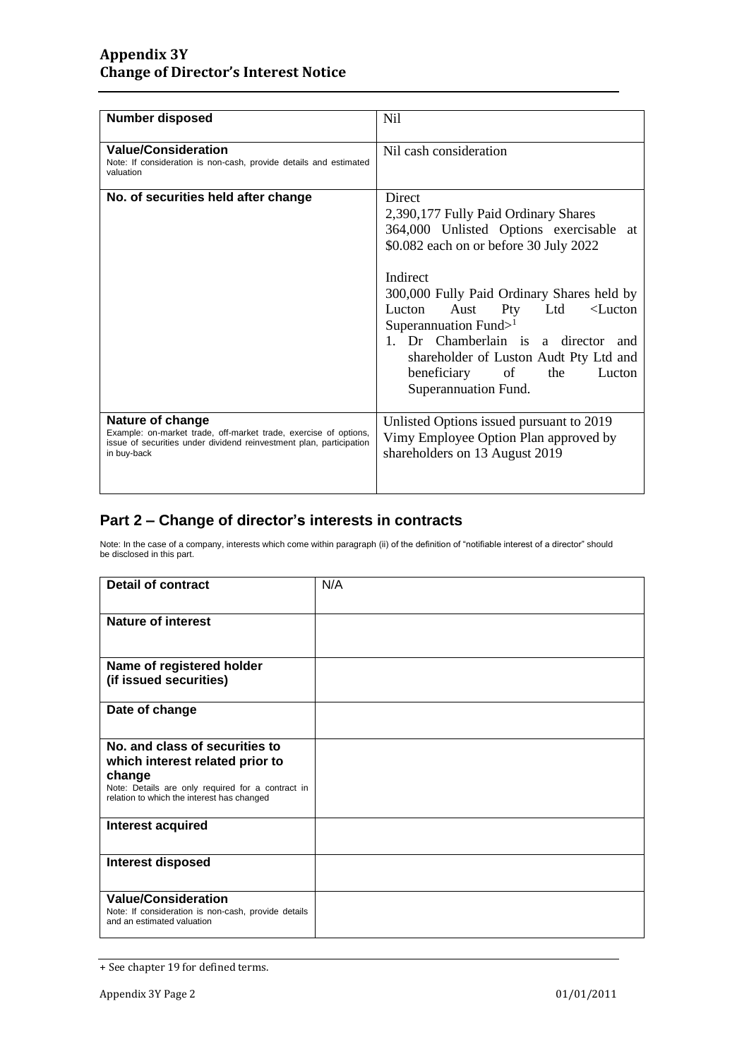| **Number disposed** | Nil |
|---|---|
| **Value/Consideration**<br>Note: If consideration is non-cash, provide details and estimated valuation | Nil cash consideration |
| **No. of securities held after change** | Direct<br>2,390,177 Fully Paid Ordinary Shares<br>364,000 Unlisted Options exercisable at $0.082 each on or before 30 July 2022<br><br>Indirect<br>300,000 Fully Paid Ordinary Shares held by Lucton Aust Pty Ltd <Lucton Superannuation Fund>[1]<br>1. Dr Chamberlain is a director and shareholder of Luston Audt Pty Ltd and beneficiary of the Lucton Superannuation Fund. |
| **Nature of change**<br>Example: on-market trade, off-market trade, exercise of options, issue of securities under dividend reinvestment plan, participation in buy-back | Unlisted Options issued pursuant to 2019 Vimy Employee Option Plan approved by shareholders on 13 August 2019 |

## Part 2 – Change of director's interests in contracts

Note: In the case of a company, interests which come within paragraph (ii) of the definition of "notifiable interest of a director" should be disclosed in this part.

| **Detail of contract** | N/A |
|---|---|
| **Nature of interest** | |
| **Name of registered holder (if issued securities)** | |
| **Date of change** | |
| **No. and class of securities to which interest related prior to change**<br>Note: Details are only required for a contract in relation to which the interest has changed | |
| **Interest acquired** | |
| **Interest disposed** | |
| **Value/Consideration**<br>Note: If consideration is non-cash, provide details and an estimated valuation | |

+ See chapter 19 for defined terms.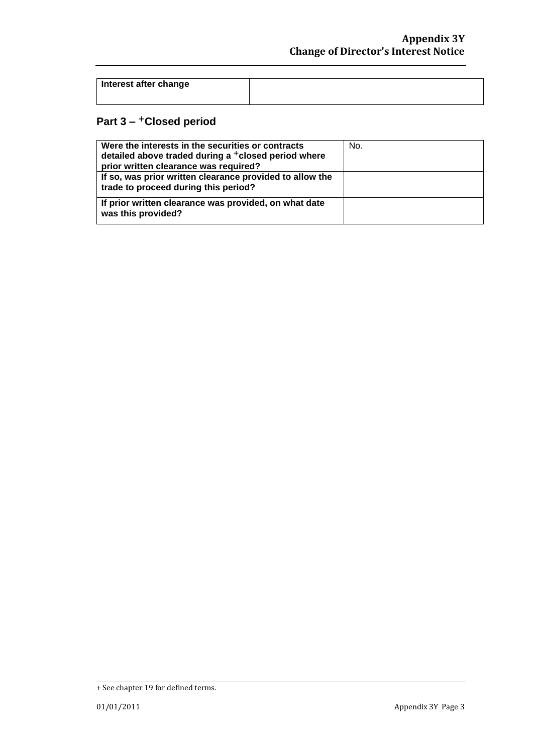| Interest after change | |
| --- | --- |

## Part 3 – +Closed period

| Were the interests in the securities or contracts detailed above traded during a +closed period where prior written clearance was required? | No. |
| --- | --- |
| If so, was prior written clearance provided to allow the trade to proceed during this period? | |
| If prior written clearance was provided, on what date was this provided? | |

+ See chapter 19 for defined terms.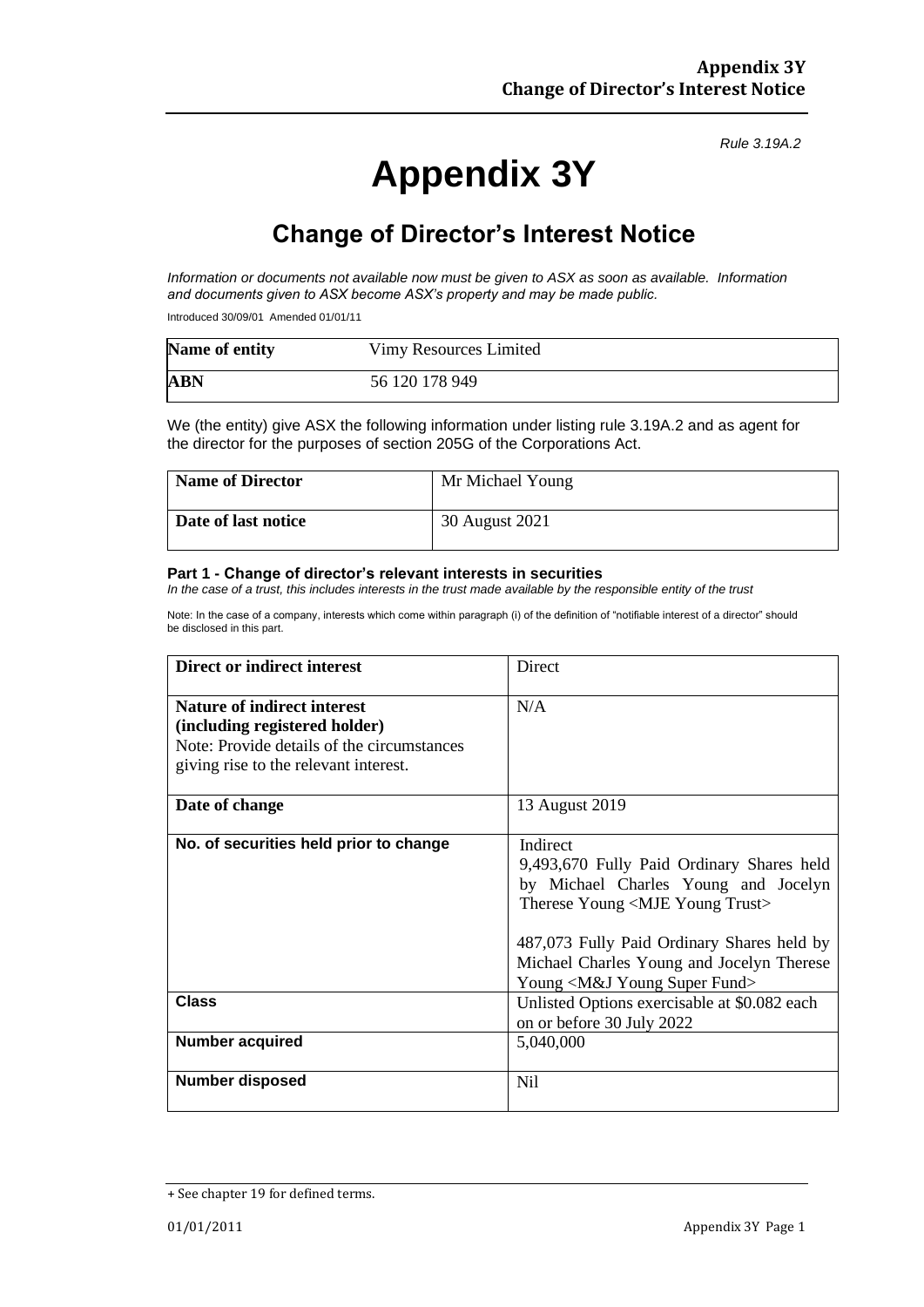*Rule 3.19A.2*

# Appendix 3Y

## Change of Director's Interest Notice

*Information or documents not available now must be given to ASX as soon as available. Information and documents given to ASX become ASX's property and may be made public.*

Introduced 30/09/01 Amended 01/01/11

| Name of entity | Vimy Resources Limited |
|---|---|
| ABN | 56 120 178 949 |

We (the entity) give ASX the following information under listing rule 3.19A.2 and as agent for the director for the purposes of section 205G of the Corporations Act.

| Name of Director | Mr Michael Young |
|---|---|
| Date of last notice | 30 August 2021 |

#### Part 1 - Change of director's relevant interests in securities

*In the case of a trust, this includes interests in the trust made available by the responsible entity of the trust*

Note: In the case of a company, interests which come within paragraph (i) of the definition of "notifiable interest of a director" should be disclosed in this part.

| Direct or indirect interest | Direct |
|---|---|
| **Nature of indirect interest (including registered holder)**<br>Note: Provide details of the circumstances giving rise to the relevant interest. | N/A |
| **Date of change** | 13 August 2019 |
| **No. of securities held prior to change** | Indirect<br>9,493,670 Fully Paid Ordinary Shares held by Michael Charles Young and Jocelyn Therese Young <MJE Young Trust><br><br>487,073 Fully Paid Ordinary Shares held by Michael Charles Young and Jocelyn Therese Young <M&J Young Super Fund> |
| **Class** | Unlisted Options exercisable at $0.082 each on or before 30 July 2022 |
| **Number acquired** | 5,040,000 |
| **Number disposed** | Nil |

+ See chapter 19 for defined terms.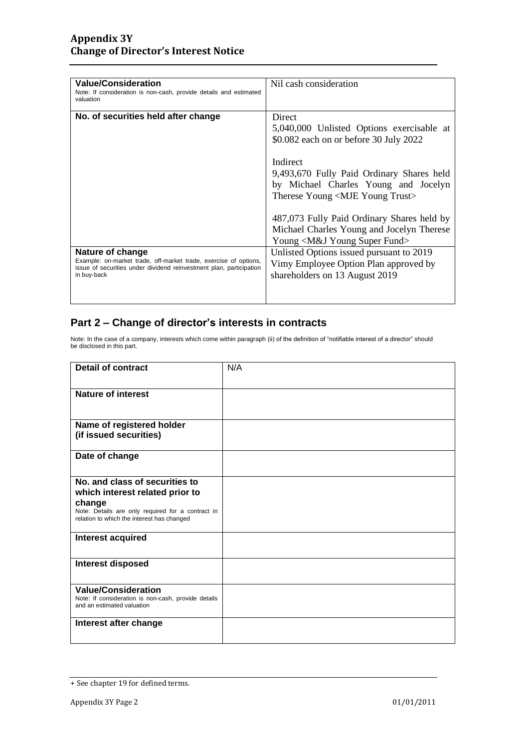| **Value/Consideration**<br>Note: If consideration is non-cash, provide details and estimated valuation | Nil cash consideration |
| --- | --- |
| **No. of securities held after change** | Direct<br>5,040,000 Unlisted Options exercisable at $0.082 each on or before 30 July 2022<br><br>Indirect<br>9,493,670 Fully Paid Ordinary Shares held by Michael Charles Young and Jocelyn Therese Young <MJE Young Trust><br><br>487,073 Fully Paid Ordinary Shares held by Michael Charles Young and Jocelyn Therese Young <M&J Young Super Fund> |
| **Nature of change**<br>Example: on-market trade, off-market trade, exercise of options, issue of securities under dividend reinvestment plan, participation in buy-back | Unlisted Options issued pursuant to 2019 Vimy Employee Option Plan approved by shareholders on 13 August 2019 |

## Part 2 – Change of director's interests in contracts

Note: In the case of a company, interests which come within paragraph (ii) of the definition of "notifiable interest of a director" should be disclosed in this part.

| **Detail of contract** | N/A |
| --- | --- |
| **Nature of interest** | |
| **Name of registered holder (if issued securities)** | |
| **Date of change** | |
| **No. and class of securities to which interest related prior to change**<br>Note: Details are only required for a contract in relation to which the interest has changed | |
| **Interest acquired** | |
| **Interest disposed** | |
| **Value/Consideration**<br>Note: If consideration is non-cash, provide details and an estimated valuation | |
| **Interest after change** | |

+ See chapter 19 for defined terms.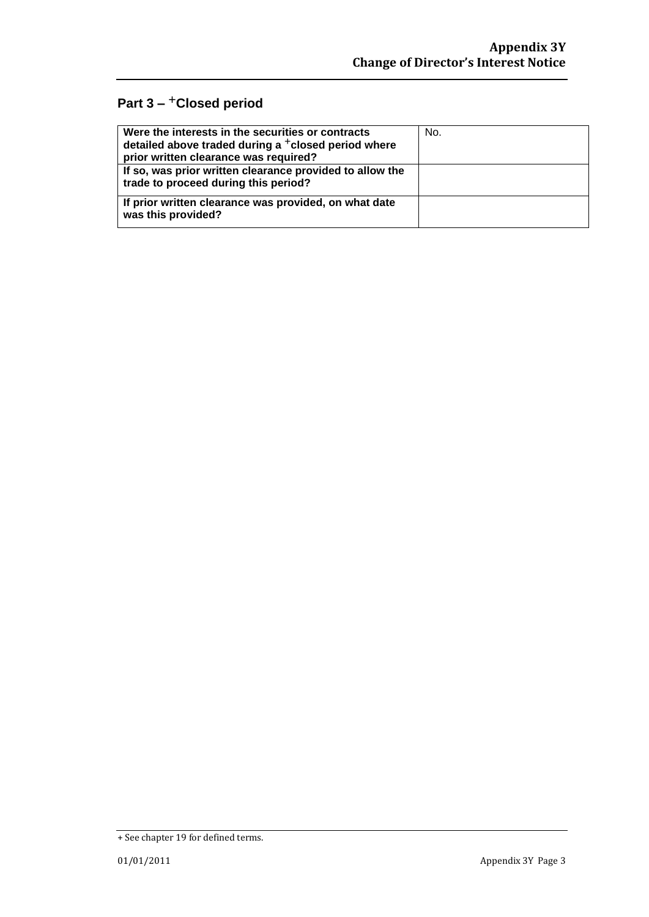## Part 3 – +Closed period

| | |
|---|---|
| **Were the interests in the securities or contracts detailed above traded during a +closed period where prior written clearance was required?** | No. |
| **If so, was prior written clearance provided to allow the trade to proceed during this period?** | |
| **If prior written clearance was provided, on what date was this provided?** | |

+ See chapter 19 for defined terms.